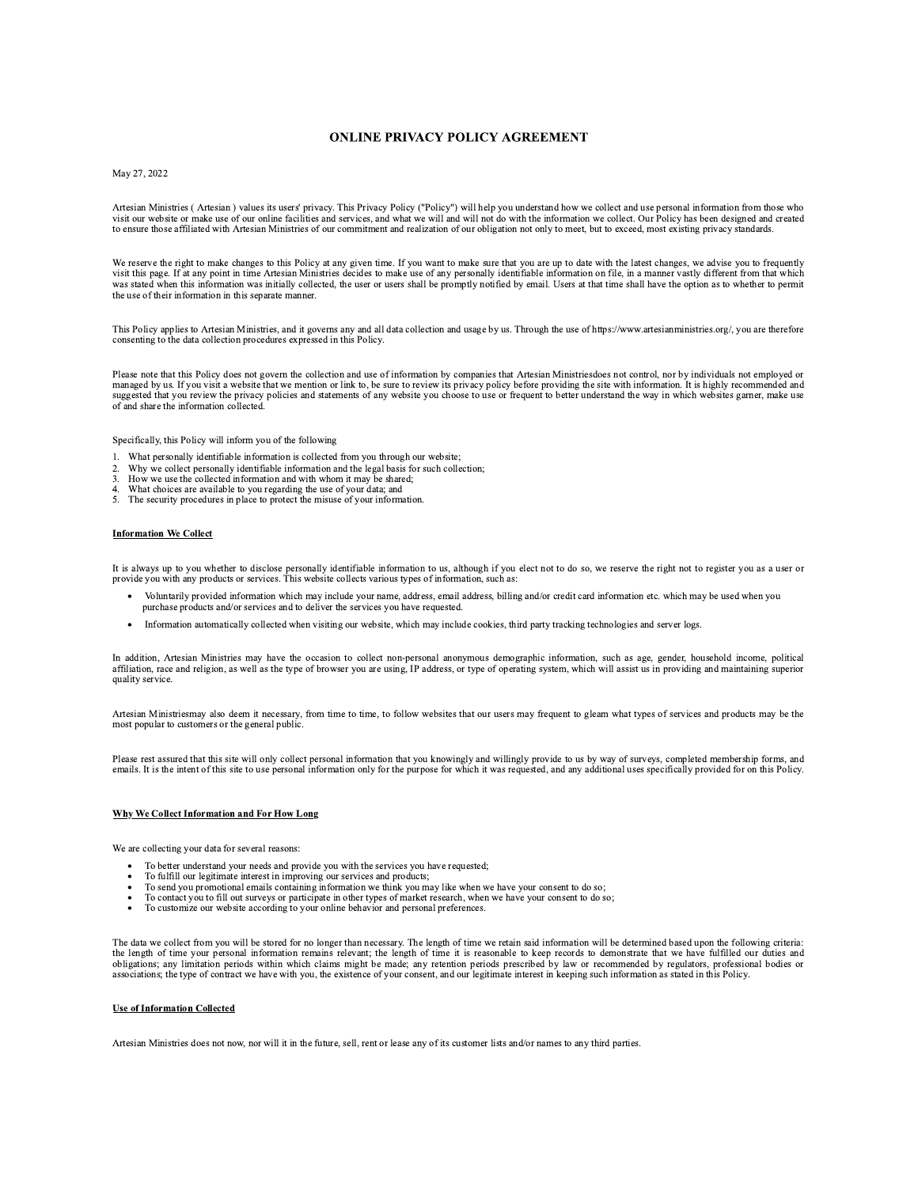# ONLINE PRIVACY POLICY AGREEMENT

May 27, 2022

Artesian Ministries ( Artesian ) values its users' privacy. This Privacy Policy ("Policy") will help you understand how we collect and use personal information from those who visit our website or make use of our online facilities and services, and what we will and will not do with the information we collect. Our Policy has been designed and created to ensure those affiliated with Artesian Ministries of our commitment and realization of our obligation not only to meet, but to exceed, most existing privacy standards.

We reserve the right to make changes to this Policy at any given time. If you want to make sure that you are up to date with the latest changes, we advise you to frequently visit this page. If at any point in time Artesian Ministries decides to make use of any personally identifiable information on file, in a manner vastly different from that which was stated when this information was initially collected, the user or users shall be promptly notified by email. Users at that time shall have the option as to whether to permit the use of their information in this separate manner.

This Policy applies to Artesian Ministries, and it governs any and all data collection and usage by us. Through the use of https://www.artesianministries.org/, you are therefore consenting to the data collection procedures expressed in this Policy.

Please note that this Policy does not govern the collection and use of information by companies that Artesian Ministriesdoes not control, nor by individuals not employed or managed by us. If you visit a website that we mention or link to, be sure to review its privacy policy before providing the site with information. It is highly recommended and suggested that you review the privacy policies and statements of any website you choose to use or frequent to better understand the way in which websites garner, make use of and share the information collected.

Specifically, this Policy will inform you of the following

1. What personally identifiable information is collected from you through our website;
2. Why we collect personally identifiable information and the legal basis for such collection;
3. How we use the collected information and with whom it may be shared;
4. What choices are available to you regarding the use of your data; and
5. The security procedures in place to protect the misuse of your information.

## Information We Collect

It is always up to you whether to disclose personally identifiable information to us, although if you elect not to do so, we reserve the right not to register you as a user or provide you with any products or services. This website collects various types of information, such as:

- Voluntarily provided information which may include your name, address, email address, billing and/or credit card information etc. which may be used when you purchase products and/or services and to deliver the services you have requested.
- Information automatically collected when visiting our website, which may include cookies, third party tracking technologies and server logs.

In addition, Artesian Ministries may have the occasion to collect non-personal anonymous demographic information, such as age, gender, household income, political affiliation, race and religion, as well as the type of browser you are using, IP address, or type of operating system, which will assist us in providing and maintaining superior quality service.

Artesian Ministriesmay also deem it necessary, from time to time, to follow websites that our users may frequent to gleam what types of services and products may be the most popular to customers or the general public.

Please rest assured that this site will only collect personal information that you knowingly and willingly provide to us by way of surveys, completed membership forms, and emails. It is the intent of this site to use personal information only for the purpose for which it was requested, and any additional uses specifically provided for on this Policy.

## Why We Collect Information and For How Long

We are collecting your data for several reasons:

- To better understand your needs and provide you with the services you have requested;
- To fulfill our legitimate interest in improving our services and products;
- To send you promotional emails containing information we think you may like when we have your consent to do so;
- To contact you to fill out surveys or participate in other types of market research, when we have your consent to do so;
- To customize our website according to your online behavior and personal preferences.

The data we collect from you will be stored for no longer than necessary. The length of time we retain said information will be determined based upon the following criteria: the length of time your personal information remains relevant; the length of time it is reasonable to keep records to demonstrate that we have fulfilled our duties and obligations; any limitation periods within which claims might be made; any retention periods prescribed by law or recommended by regulators, professional bodies or associations; the type of contract we have with you, the existence of your consent, and our legitimate interest in keeping such information as stated in this Policy.

## Use of Information Collected

Artesian Ministries does not now, nor will it in the future, sell, rent or lease any of its customer lists and/or names to any third parties.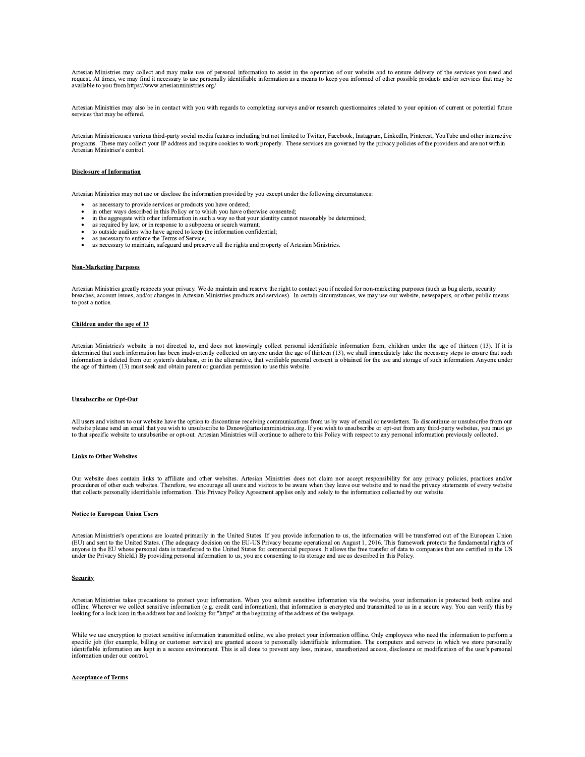Artesian Ministries may collect and may make use of personal information to assist in the operation of our website and to ensure delivery of the services you need and request. At times, we may find it necessary to use personally identifiable information as a means to keep you informed of other possible products and/or services that may be available to you from https://www.artesianministries.org/

Artesian Ministries may also be in contact with you with regards to completing surveys and/or research questionnaires related to your opinion of current or potential future services that may be offered.

Artesian Ministriesuses various third-party social media features including but not limited to Twitter, Facebook, Instagram, LinkedIn, Pinterest, YouTube and other interactive programs. These may collect your IP address and require cookies to work properly. These services are governed by the privacy policies of the providers and are not within Artesian Ministries's control.

**Disclosure of Information**

Artesian Ministries may not use or disclose the information provided by you except under the following circumstances:

- as necessary to provide services or products you have ordered;
- in other ways described in this Policy or to which you have otherwise consented;
- in the aggregate with other information in such a way so that your identity cannot reasonably be determined;
- as required by law, or in response to a subpoena or search warrant;
- to outside auditors who have agreed to keep the information confidential;
- as necessary to enforce the Terms of Service;
- as necessary to maintain, safeguard and preserve all the rights and property of Artesian Ministries.

**Non-Marketing Purposes**

Artesian Ministries greatly respects your privacy. We do maintain and reserve the right to contact you if needed for non-marketing purposes (such as bug alerts, security breaches, account issues, and/or changes in Artesian Ministries products and services). In certain circumstances, we may use our website, newspapers, or other public means to post a notice.

**Children under the age of 13**

Artesian Ministries's website is not directed to, and does not knowingly collect personal identifiable information from, children under the age of thirteen (13). If it is determined that such information has been inadvertently collected on anyone under the age of thirteen (13), we shall immediately take the necessary steps to ensure that such information is deleted from our system's database, or in the alternative, that verifiable parental consent is obtained for the use and storage of such information. Anyone under the age of thirteen (13) must seek and obtain parent or guardian permission to use this website.

**Unsubscribe or Opt-Out**

All users and visitors to our website have the option to discontinue receiving communications from us by way of email or newsletters. To discontinue or unsubscribe from our website please send an email that you wish to unsubscribe to Dsnow@artesianministries.org. If you wish to unsubscribe or opt-out from any third-party websites, you must go to that specific website to unsubscribe or opt-out. Artesian Ministries will continue to adhere to this Policy with respect to any personal information previously collected.

**Links to Other Websites**

Our website does contain links to affiliate and other websites. Artesian Ministries does not claim nor accept responsibility for any privacy policies, practices and/or procedures of other such websites. Therefore, we encourage all users and visitors to be aware when they leave our website and to read the privacy statements of every website that collects personally identifiable information. This Privacy Policy Agreement applies only and solely to the information collected by our website.

**Notice to European Union Users**

Artesian Ministries's operations are located primarily in the United States. If you provide information to us, the information will be transferred out of the European Union (EU) and sent to the United States. (The adequacy decision on the EU-US Privacy became operational on August 1, 2016. This framework protects the fundamental rights of anyone in the EU whose personal data is transferred to the United States for commercial purposes. It allows the free transfer of data to companies that are certified in the US under the Privacy Shield.) By providing personal information to us, you are consenting to its storage and use as described in this Policy.

**Security**

Artesian Ministries takes precautions to protect your information. When you submit sensitive information via the website, your information is protected both online and offline. Wherever we collect sensitive information (e.g. credit card information), that information is encrypted and transmitted to us in a secure way. You can verify this by looking for a lock icon in the address bar and looking for "https" at the beginning of the address of the webpage.

While we use encryption to protect sensitive information transmitted online, we also protect your information offline. Only employees who need the information to perform a specific job (for example, billing or customer service) are granted access to personally identifiable information. The computers and servers in which we store personally identifiable information are kept in a secure environment. This is all done to prevent any loss, misuse, unauthorized access, disclosure or modification of the user's personal information under our control.

**Acceptance of Terms**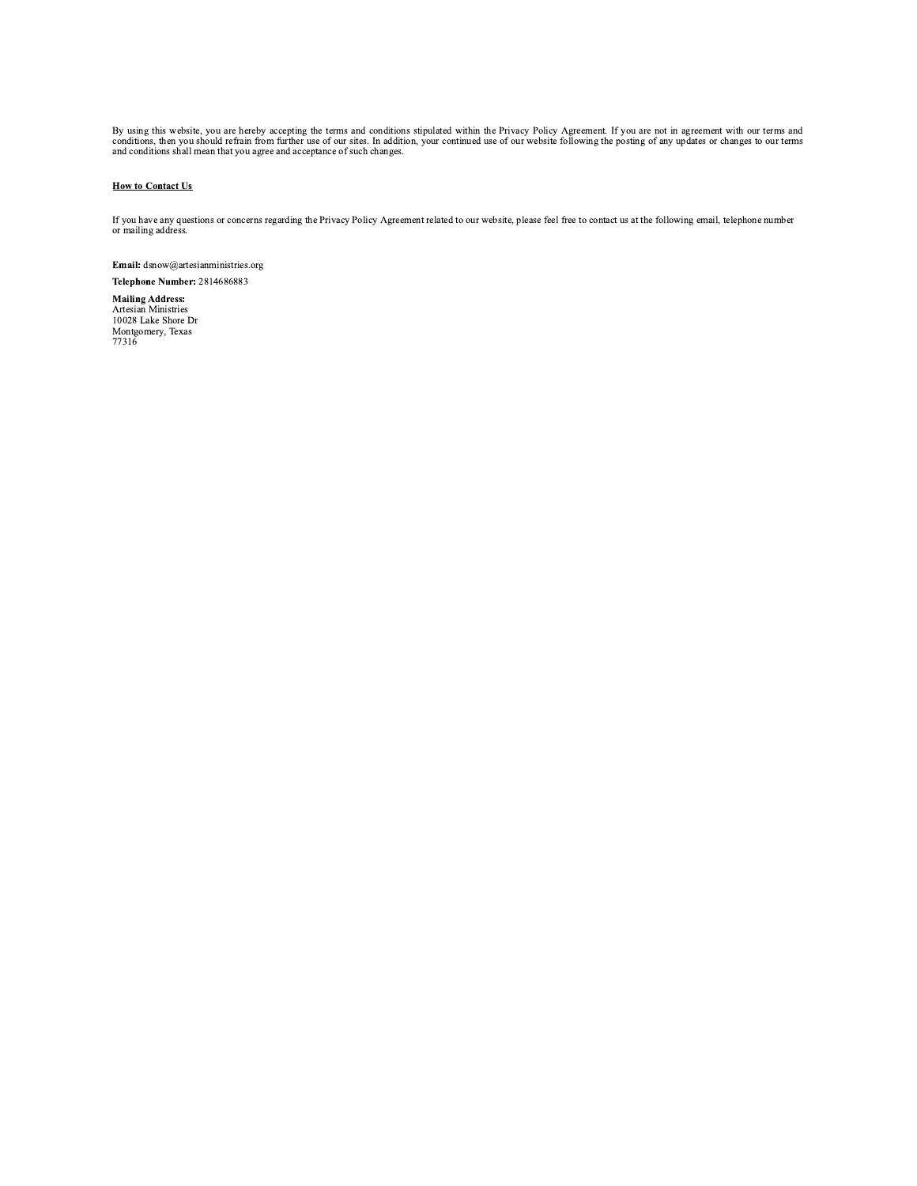By using this website, you are hereby accepting the terms and conditions stipulated within the Privacy Policy Agreement. If you are not in agreement with our terms and conditions, then you should refrain from further use of our sites. In addition, your continued use of our website following the posting of any updates or changes to our terms and conditions shall mean that you agree and acceptance of such changes.

**How to Contact Us**

If you have any questions or concerns regarding the Privacy Policy Agreement related to our website, please feel free to contact us at the following email, telephone number or mailing address.

**Email:** dsnow@artesianministries.org

**Telephone Number:** 2814686883

**Mailing Address:**
Artesian Ministries
10028 Lake Shore Dr
Montgomery, Texas
77316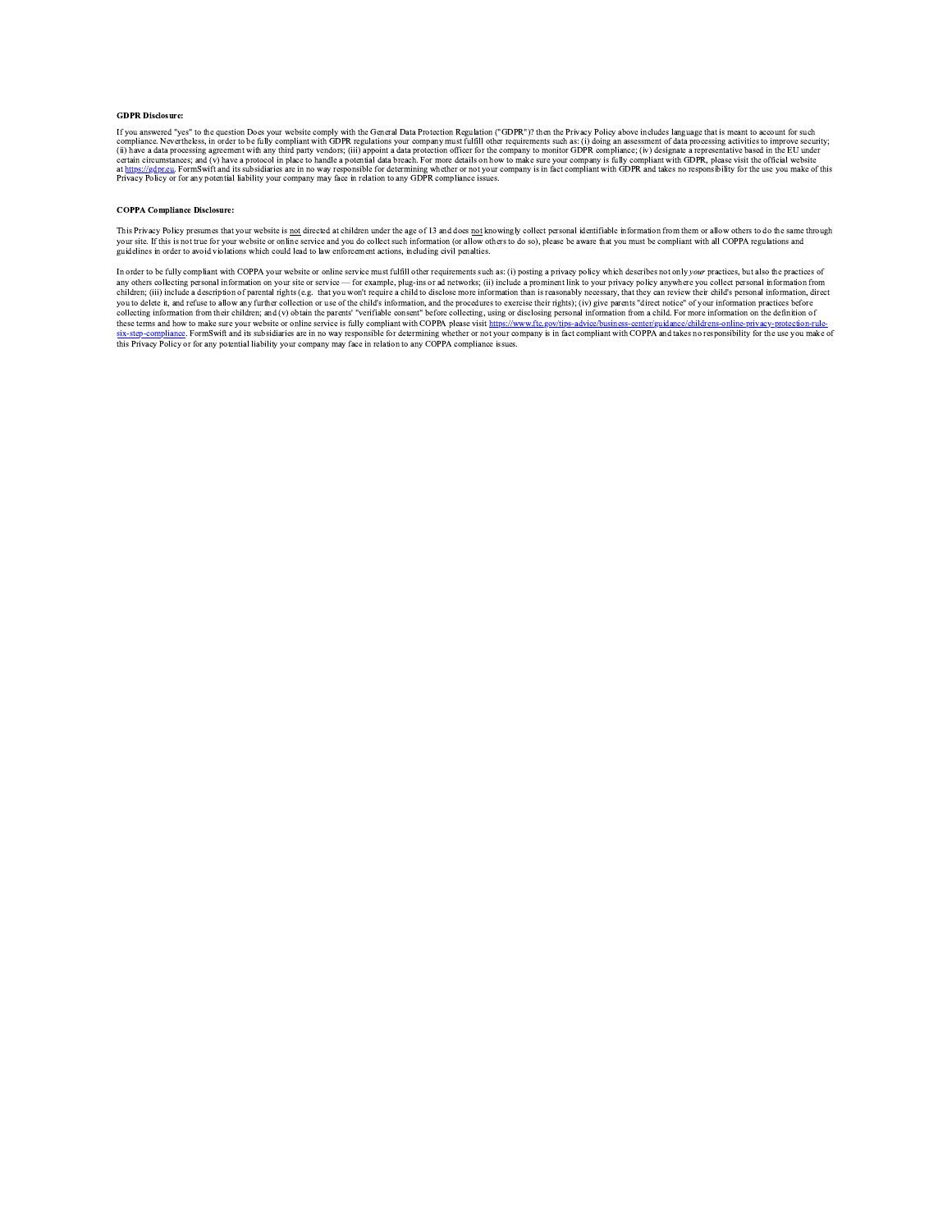**GDPR Disclosure:**

If you answered "yes" to the question Does your website comply with the General Data Protection Regulation ("GDPR")? then the Privacy Policy above includes language that is meant to account for such compliance. Nevertheless, in order to be fully compliant with GDPR regulations your company must fulfill other requirements such as: (i) doing an assessment of data processing activities to improve security; (ii) have a data processing agreement with any third party vendors; (iii) appoint a data protection officer for the company to monitor GDPR compliance; (iv) designate a representative based in the EU under certain circumstances; and (v) have a protocol in place to handle a potential data breach. For more details on how to make sure your company is fully compliant with GDPR, please visit the official website at https://gdpr.eu. FormSwift and its subsidiaries are in no way responsible for determining whether or not your company is in fact compliant with GDPR and takes no responsibility for the use you make of this Privacy Policy or for any potential liability your company may face in relation to any GDPR compliance issues.

**COPPA Compliance Disclosure:**

This Privacy Policy presumes that your website is not directed at children under the age of 13 and does not knowingly collect personal identifiable information from them or allow others to do the same through your site. If this is not true for your website or online service and you do collect such information (or allow others to do so), please be aware that you must be compliant with all COPPA regulations and guidelines in order to avoid violations which could lead to law enforcement actions, including civil penalties.

In order to be fully compliant with COPPA your website or online service must fulfill other requirements such as: (i) posting a privacy policy which describes not only *your* practices, but also the practices of any others collecting personal information on your site or service — for example, plug-ins or ad networks; (ii) include a prominent link to your privacy policy anywhere you collect personal information from children; (iii) include a description of parental rights (e.g. that you won't require a child to disclose more information than is reasonably necessary, that they can review their child's personal information, direct you to delete it, and refuse to allow any further collection or use of the child's information, and the procedures to exercise their rights); (iv) give parents "direct notice" of your information practices before collecting information from their children; and (v) obtain the parents' "verifiable consent" before collecting, using or disclosing personal information from a child. For more information on the definition of these terms and how to make sure your website or online service is fully compliant with COPPA please visit https://www.ftc.gov/tips-advice/business-center/guidance/childrens-online-privacy-protection-rule-six-step-compliance. FormSwift and its subsidiaries are in no way responsible for determining whether or not your company is in fact compliant with COPPA and takes no responsibility for the use you make of this Privacy Policy or for any potential liability your company may face in relation to any COPPA compliance issues.